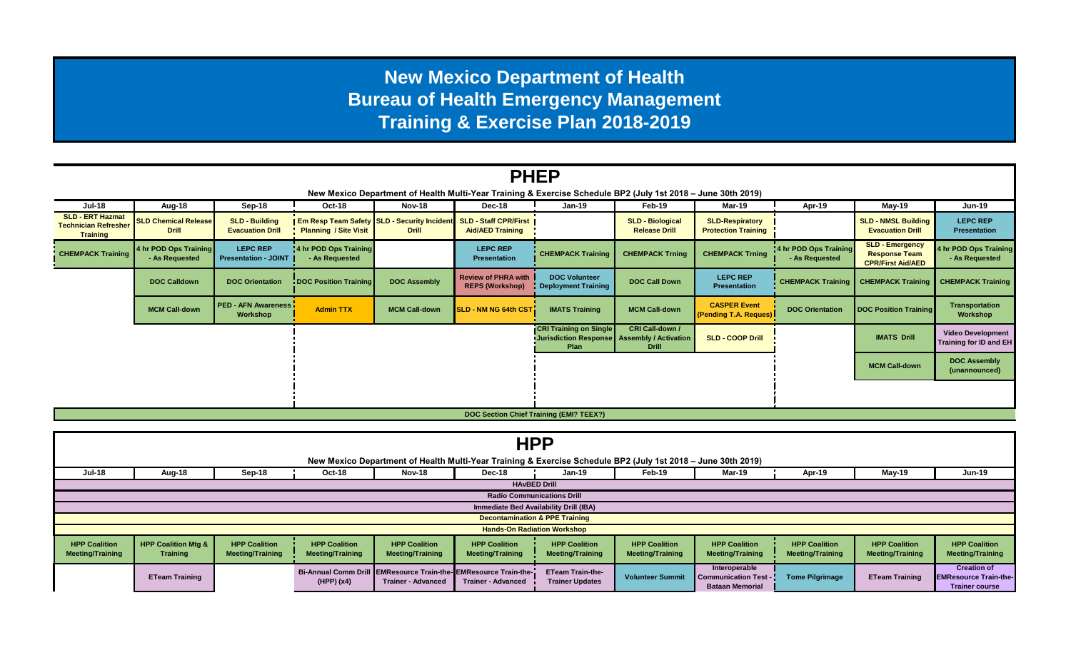# New Mexico Department of Health
# Bureau of Health Emergency Management
# Training & Exercise Plan 2018-2019

## PHEP

**New Mexico Department of Health Multi-Year Training & Exercise Schedule BP2 (July 1st 2018 – June 30th 2019)**

| Jul-18 | Aug-18 | Sep-18 | Oct-18 | Nov-18 | Dec-18 | Jan-19 | Feb-19 | Mar-19 | Apr-19 | May-19 | Jun-19 |
|---|---|---|---|---|---|---|---|---|---|---|---|
| SLD - ERT Hazmat Technician Refresher Training | SLD Chemical Release Drill | SLD - Building Evacuation Drill | Em Resp Team Safety Planning / Site Visit | SLD - Security Incident Drill | SLD - Staff CPR/First Aid/AED Training | | SLD - Biological Release Drill | SLD-Respiratory Protection Training | | SLD - NMSL Building Evacuation Drill | LEPC REP Presentation |
| CHEMPACK Training | 4 hr POD Ops Training - As Requested | LEPC REP Presentation - JOINT | 4 hr POD Ops Training - As Requested | | LEPC REP Presentation | CHEMPACK Training | CHEMPACK Trning | CHEMPACK Trning | 4 hr POD Ops Training - As Requested | SLD - Emergency Response Team CPR/First Aid/AED | 4 hr POD Ops Training - As Requested |
| | DOC Calldown | DOC Orientation | DOC Position Training | DOC Assembly | Review of PHRA with REPS (Workshop) | DOC Volunteer Deployment Training | DOC Call Down | LEPC REP Presentation | CHEMPACK Training | CHEMPACK Training | CHEMPACK Training |
| | MCM Call-down | PED - AFN Awareness Workshop | Admin TTX | MCM Call-down | SLD - NM NG 64th CST | IMATS Training | MCM Call-down | CASPER Event (Pending T.A. Reques) | DOC Orientation | DOC Position Training | Transportation Workshop |
| | | | | | | CRI Training on Single Jurisdiction Response Plan | CRI Call-down / Assembly / Activation Drill | SLD - COOP Drill | | IMATS Drill | Video Development Training for ID and EH |
| | | | | | | | | | | MCM Call-down | DOC Assembly (unannounced) |

DOC Section Chief Training (EMI? TEEX?)

## HPP

**New Mexico Department of Health Multi-Year Training & Exercise Schedule BP2 (July 1st 2018 – June 30th 2019)**

| Jul-18 | Aug-18 | Sep-18 | Oct-18 | Nov-18 | Dec-18 | Jan-19 | Feb-19 | Mar-19 | Apr-19 | May-19 | Jun-19 |
|---|---|---|---|---|---|---|---|---|---|---|---|
| HAvBED Drill | | | | | | | | | | | |
| Radio Communications Drill | | | | | | | | | | | |
| Immediate Bed Availability Drill (IBA) | | | | | | | | | | | |
| Decontamination & PPE Training | | | | | | | | | | | |
| Hands-On Radiation Workshop | | | | | | | | | | | |
| HPP Coalition Meeting/Training | HPP Coalition Mtg & Training | HPP Coalition Meeting/Training | HPP Coalition Meeting/Training | HPP Coalition Meeting/Training | HPP Coalition Meeting/Training | HPP Coalition Meeting/Training | HPP Coalition Meeting/Training | HPP Coalition Meeting/Training | HPP Coalition Meeting/Training | HPP Coalition Meeting/Training | HPP Coalition Meeting/Training |
| | ETeam Training | | Bi-Annual Comm Drill (HPP) (x4) | EMResource Train-the-Trainer - Advanced | EMResource Train-the-Trainer - Advanced | ETeam Train-the-Trainer Updates | Volunteer Summit | Interoperable Communication Test - Bataan Memorial | Tome Pilgrimage | ETeam Training | Creation of EMResource Train-the-Trainer course |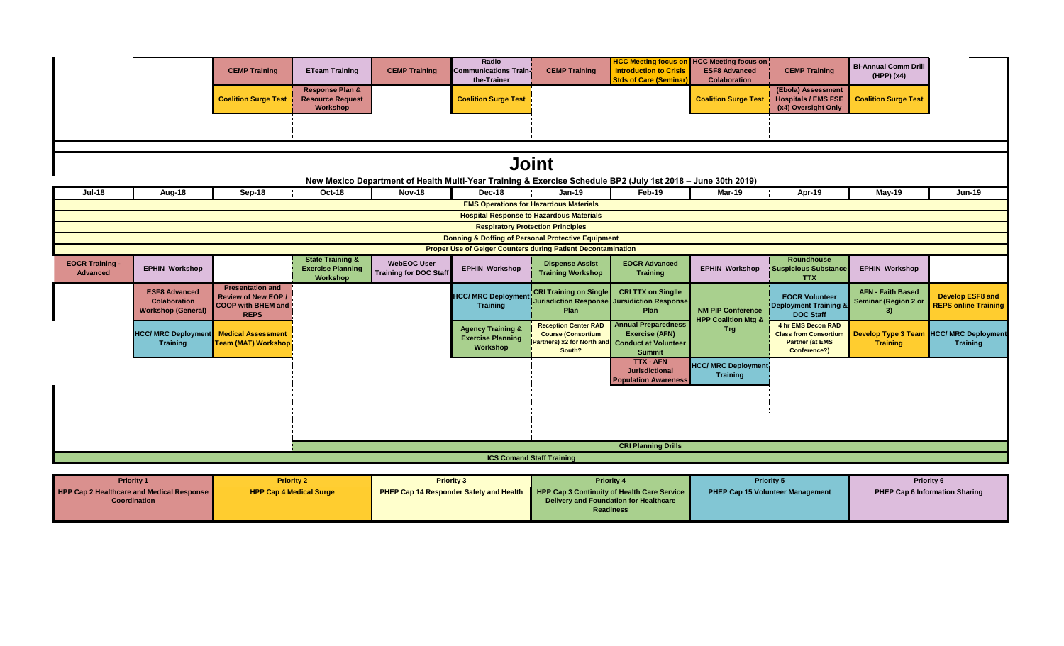| | | | | | | | | | | | |
|---|---|---|---|---|---|---|---|---|---|---|---|
| | | CEMP Training | ETeam Training | CEMP Training | Radio Communications Train-the-Trainer | CEMP Training | HCC Meeting focus on Introduction to Crisis Stds of Care (Seminar) | HCC Meeting focus on ESF8 Advanced Colaboration | CEMP Training | Bi-Annual Comm Drill (HPP) (x4) | |
| | | Coalition Surge Test | Response Plan & Resource Request Workshop | | Coalition Surge Test | | | Coalition Surge Test | (Ebola) Assessment Hospitals / EMS FSE (x4) Oversight Only | Coalition Surge Test | |

# Joint

**New Mexico Department of Health Multi-Year Training & Exercise Schedule BP2 (July 1st 2018 – June 30th 2019)**

| Jul-18 | Aug-18 | Sep-18 | Oct-18 | Nov-18 | Dec-18 | Jan-19 | Feb-19 | Mar-19 | Apr-19 | May-19 | Jun-19 |
|---|---|---|---|---|---|---|---|---|---|---|---|
| EMS Operations for Hazardous Materials | | | | | | | | | | | |
| Hospital Response to Hazardous Materials | | | | | | | | | | | |
| Respiratory Protection Principles | | | | | | | | | | | |
| Donning & Doffing of Personal Protective Equipment | | | | | | | | | | | |
| Proper Use of Geiger Counters during Patient Decontamination | | | | | | | | | | | |
| EOCR Training - Advanced | EPHIN Workshop | | State Training & Exercise Planning Workshop | WebEOC User Training for DOC Staff | EPHIN Workshop | Dispense Assist Training Workshop | EOCR Advanced Training | EPHIN Workshop | Roundhouse Suspicious Substance TTX | EPHIN Workshop | |
| | ESF8 Advanced Colaboration Workshop (General) | Presentation and Review of New EOP / COOP with BHEM and REPS | | | HCC/ MRC Deployment Training | CRI Training on Single Jurisdiction Response Plan | CRI TTX on Singlle Jursidiction Response Plan | NM PIP Conference HPP Coalition Mtg & Trg | EOCR Volunteer Deployment Training & DOC Staff | AFN - Faith Based Seminar (Region 2 or 3) | Develop ESF8 and REPS online Training |
| | HCC/ MRC Deployment Training | Medical Assessment Team (MAT) Workshop | | | Agency Training & Exercise Planning Workshop | Reception Center RAD Course (Consortium Partners) x2 for North and South? | Annual Preparedness Exercise (AFN) Conduct at Volunteer Summit | | 4 hr EMS Decon RAD Class from Consortium Partner (at EMS Conference?) | Develop Type 3 Team Training | HCC/ MRC Deployment Training |
| | | | | | | | TTX - AFN Jurisdictional Population Awareness | HCC/ MRC Deployment Training | | | |
| | | | CRI Planning Drills | | | | | | | | |
| ICS Comand Staff Training | | | | | | | | | | | |

| Priority 1 | Priority 2 | Priority 3 | Priority 4 | Priority 5 | Priority 6 |
|---|---|---|---|---|---|
| HPP Cap 2 Healthcare and Medical Response Coordination | HPP Cap 4 Medical Surge | PHEP Cap 14 Responder Safety and Health | HPP Cap 3 Continuity of Health Care Service Delivery and Foundation for Healthcare Readiness | PHEP Cap 15 Volunteer Management | PHEP Cap 6 Information Sharing |